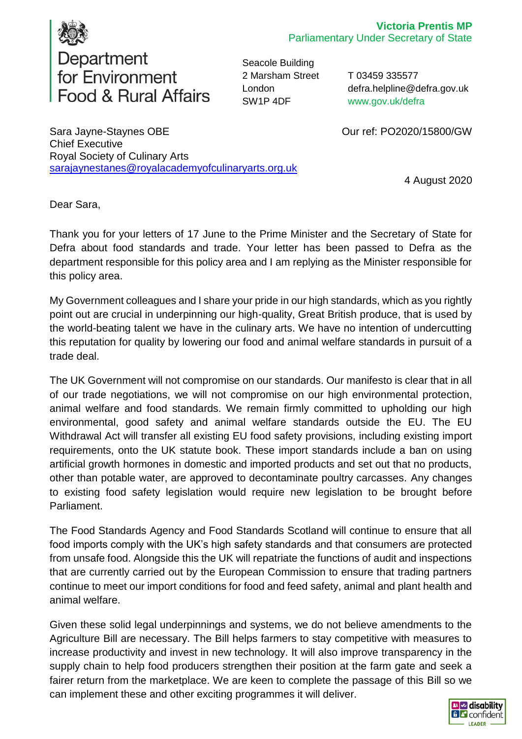Department for Environment Food & Rural Affairs

**Victoria Prentis MP**
Parliamentary Under Secretary of State

Seacole Building
2 Marsham Street
London
SW1P 4DF

T 03459 335577
defra.helpline@defra.gov.uk
www.gov.uk/defra

Sara Jayne-Staynes OBE
Chief Executive
Royal Society of Culinary Arts
sarajaynestanes@royalacademyofculinaryarts.org.uk

Our ref: PO2020/15800/GW

4 August 2020

Dear Sara,

Thank you for your letters of 17 June to the Prime Minister and the Secretary of State for Defra about food standards and trade. Your letter has been passed to Defra as the department responsible for this policy area and I am replying as the Minister responsible for this policy area.

My Government colleagues and I share your pride in our high standards, which as you rightly point out are crucial in underpinning our high-quality, Great British produce, that is used by the world-beating talent we have in the culinary arts. We have no intention of undercutting this reputation for quality by lowering our food and animal welfare standards in pursuit of a trade deal.

The UK Government will not compromise on our standards. Our manifesto is clear that in all of our trade negotiations, we will not compromise on our high environmental protection, animal welfare and food standards. We remain firmly committed to upholding our high environmental, good safety and animal welfare standards outside the EU. The EU Withdrawal Act will transfer all existing EU food safety provisions, including existing import requirements, onto the UK statute book. These import standards include a ban on using artificial growth hormones in domestic and imported products and set out that no products, other than potable water, are approved to decontaminate poultry carcasses. Any changes to existing food safety legislation would require new legislation to be brought before Parliament.

The Food Standards Agency and Food Standards Scotland will continue to ensure that all food imports comply with the UK's high safety standards and that consumers are protected from unsafe food. Alongside this the UK will repatriate the functions of audit and inspections that are currently carried out by the European Commission to ensure that trading partners continue to meet our import conditions for food and feed safety, animal and plant health and animal welfare.

Given these solid legal underpinnings and systems, we do not believe amendments to the Agriculture Bill are necessary. The Bill helps farmers to stay competitive with measures to increase productivity and invest in new technology. It will also improve transparency in the supply chain to help food producers strengthen their position at the farm gate and seek a fairer return from the marketplace. We are keen to complete the passage of this Bill so we can implement these and other exciting programmes it will deliver.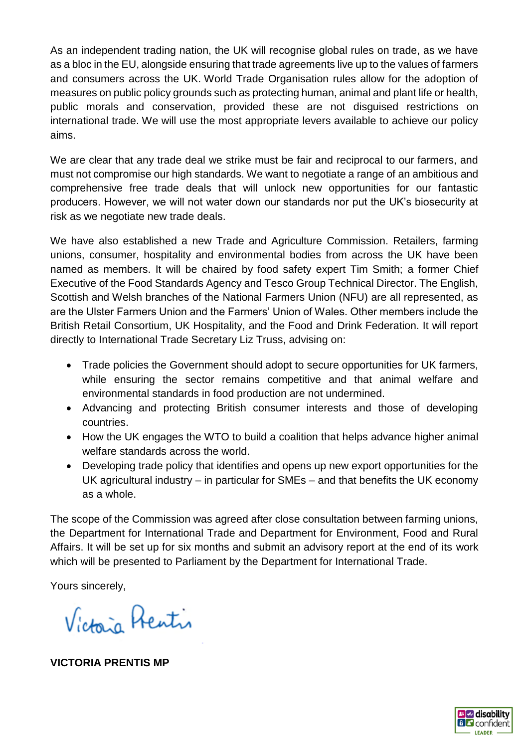As an independent trading nation, the UK will recognise global rules on trade, as we have as a bloc in the EU, alongside ensuring that trade agreements live up to the values of farmers and consumers across the UK. World Trade Organisation rules allow for the adoption of measures on public policy grounds such as protecting human, animal and plant life or health, public morals and conservation, provided these are not disguised restrictions on international trade. We will use the most appropriate levers available to achieve our policy aims.

We are clear that any trade deal we strike must be fair and reciprocal to our farmers, and must not compromise our high standards. We want to negotiate a range of an ambitious and comprehensive free trade deals that will unlock new opportunities for our fantastic producers. However, we will not water down our standards nor put the UK's biosecurity at risk as we negotiate new trade deals.

We have also established a new Trade and Agriculture Commission. Retailers, farming unions, consumer, hospitality and environmental bodies from across the UK have been named as members. It will be chaired by food safety expert Tim Smith; a former Chief Executive of the Food Standards Agency and Tesco Group Technical Director. The English, Scottish and Welsh branches of the National Farmers Union (NFU) are all represented, as are the Ulster Farmers Union and the Farmers' Union of Wales. Other members include the British Retail Consortium, UK Hospitality, and the Food and Drink Federation. It will report directly to International Trade Secretary Liz Truss, advising on:

- Trade policies the Government should adopt to secure opportunities for UK farmers, while ensuring the sector remains competitive and that animal welfare and environmental standards in food production are not undermined.
- Advancing and protecting British consumer interests and those of developing countries.
- How the UK engages the WTO to build a coalition that helps advance higher animal welfare standards across the world.
- Developing trade policy that identifies and opens up new export opportunities for the UK agricultural industry – in particular for SMEs – and that benefits the UK economy as a whole.

The scope of the Commission was agreed after close consultation between farming unions, the Department for International Trade and Department for Environment, Food and Rural Affairs. It will be set up for six months and submit an advisory report at the end of its work which will be presented to Parliament by the Department for International Trade.

Yours sincerely,

Victoria Prentis

**VICTORIA PRENTIS MP**